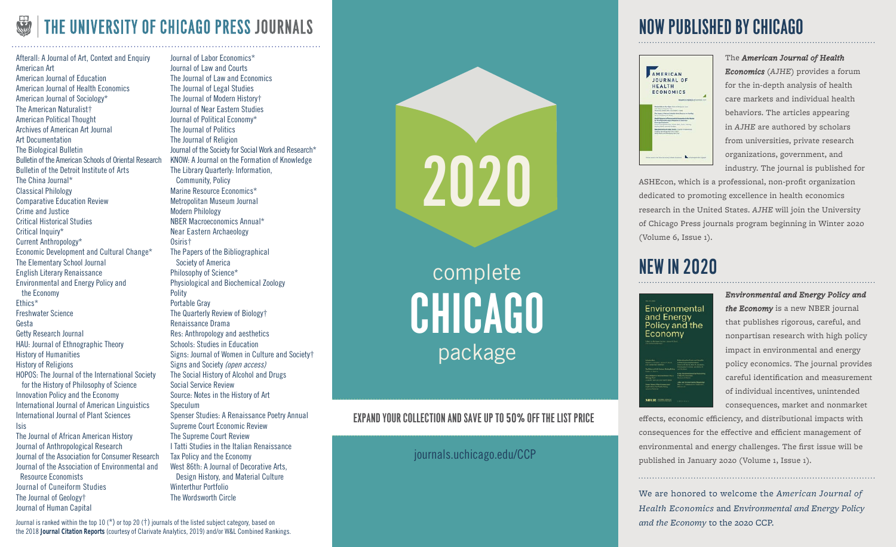# THE UNIVERSITY OF CHICAGO PRESS JOURNALS

Afterall: A Journal of Art, Context and Enquiry
American Art
American Journal of Education
American Journal of Health Economics
American Journal of Sociology*
The American Naturalist†
American Political Thought
Archives of American Art Journal
Art Documentation
The Biological Bulletin
Bulletin of the American Schools of Oriental Research
Bulletin of the Detroit Institute of Arts
The China Journal*
Classical Philology
Comparative Education Review
Crime and Justice
Critical Historical Studies
Critical Inquiry*
Current Anthropology*
Economic Development and Cultural Change*
The Elementary School Journal
English Literary Renaissance
Environmental and Energy Policy and the Economy
Ethics*
Freshwater Science
Gesta
Getty Research Journal
HAU: Journal of Ethnographic Theory
History of Humanities
History of Religions
HOPOS: The Journal of the International Society for the History of Philosophy of Science
Innovation Policy and the Economy
International Journal of American Linguistics
International Journal of Plant Sciences
Isis
The Journal of African American History
Journal of Anthropological Research
Journal of the Association for Consumer Research
Journal of the Association of Environmental and Resource Economists
Journal of Cuneiform Studies
The Journal of Geology†
Journal of Human Capital
Journal of Labor Economics*
Journal of Law and Courts
The Journal of Law and Economics
The Journal of Legal Studies
The Journal of Modern History†
Journal of Near Eastern Studies
Journal of Political Economy*
The Journal of Politics
The Journal of Religion
Journal of the Society for Social Work and Research*
KNOW: A Journal on the Formation of Knowledge
The Library Quarterly: Information, Community, Policy
Marine Resource Economics*
Metropolitan Museum Journal
Modern Philology
NBER Macroeconomics Annual*
Near Eastern Archaeology
Osiris†
The Papers of the Bibliographical Society of America
Philosophy of Science*
Physiological and Biochemical Zoology
Polity
Portable Gray
The Quarterly Review of Biology†
Renaissance Drama
Res: Anthropology and aesthetics
Schools: Studies in Education
Signs: Journal of Women in Culture and Society†
Signs and Society *(open access)*
The Social History of Alcohol and Drugs
Social Service Review
Source: Notes in the History of Art
Speculum
Spenser Studies: A Renaissance Poetry Annual
Supreme Court Economic Review
The Supreme Court Review
I Tatti Studies in the Italian Renaissance
Tax Policy and the Economy
West 86th: A Journal of Decorative Arts, Design History, and Material Culture
Winterthur Portfolio
The Wordsworth Circle

Journal is ranked within the top 10 (*) or top 20 (†) journals of the listed subject category, based on the 2018 **Journal Citation Reports** (courtesy of Clarivate Analytics, 2019) and/or W&L Combined Rankings.

# 2020

complete
# CHICAGO
package

## EXPAND YOUR COLLECTION AND SAVE UP TO 50% OFF THE LIST PRICE

journals.uchicago.edu/CCP

# NOW PUBLISHED BY CHICAGO

The ***American Journal of Health Economics*** (*AJHE*) provides a forum for the in-depth analysis of health care markets and individual health behaviors. The articles appearing in *AJHE* are authored by scholars from universities, private research organizations, government, and industry. The journal is published for ASHEcon, which is a professional, non-profit organization dedicated to promoting excellence in health economics research in the United States. *AJHE* will join the University of Chicago Press journals program beginning in Winter 2020 (Volume 6, Issue 1).

# NEW IN 2020

***Environmental and Energy Policy and the Economy*** is a new NBER journal that publishes rigorous, careful, and nonpartisan research with high policy impact in environmental and energy policy economics. The journal provides careful identification and measurement of individual incentives, unintended consequences, market and nonmarket effects, economic efficiency, and distributional impacts with consequences for the effective and efficient management of environmental and energy challenges. The first issue will be published in January 2020 (Volume 1, Issue 1).

We are honored to welcome the *American Journal of Health Economics* and *Environmental and Energy Policy and the Economy* to the 2020 CCP.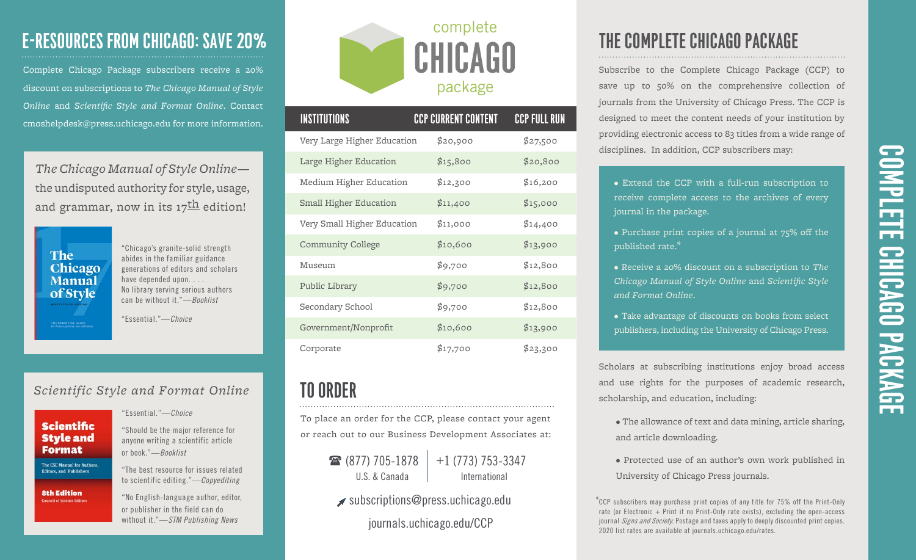## E-RESOURCES FROM CHICAGO: SAVE 20%

Complete Chicago Package subscribers receive a 20% discount on subscriptions to *The Chicago Manual of Style Online* and *Scientific Style and Format Online*. Contact cmoshelpdesk@press.uchicago.edu for more information.

*The Chicago Manual of Style Online*—the undisputed authority for style, usage, and grammar, now in its 17th edition!

"Chicago's granite-solid strength abides in the familiar guidance generations of editors and scholars have depended upon. . . . No library serving serious authors can be without it."—*Booklist*

"Essential."—*Choice*

*Scientific Style and Format Online*

"Essential."—*Choice*

"Should be the major reference for anyone writing a scientific article or book."—*Booklist*

"The best resource for issues related to scientific editing."—*Copyediting*

"No English-language author, editor, or publisher in the field can do without it."—*STM Publishing News*

# complete CHICAGO package

| INSTITUTIONS | CCP CURRENT CONTENT | CCP FULL RUN |
|---|---|---|
| Very Large Higher Education | $20,900 | $27,500 |
| Large Higher Education | $15,800 | $20,800 |
| Medium Higher Education | $12,300 | $16,200 |
| Small Higher Education | $11,400 | $15,000 |
| Very Small Higher Education | $11,000 | $14,400 |
| Community College | $10,600 | $13,900 |
| Museum | $9,700 | $12,800 |
| Public Library | $9,700 | $12,800 |
| Secondary School | $9,700 | $12,800 |
| Government/Nonprofit | $10,600 | $13,900 |
| Corporate | $17,700 | $23,300 |

## TO ORDER

To place an order for the CCP, please contact your agent or reach out to our Business Development Associates at:

(877) 705-1878 U.S. & Canada | +1 (773) 753-3347 International

subscriptions@press.uchicago.edu

journals.uchicago.edu/CCP

## THE COMPLETE CHICAGO PACKAGE

Subscribe to the Complete Chicago Package (CCP) to save up to 50% on the comprehensive collection of journals from the University of Chicago Press. The CCP is designed to meet the content needs of your institution by providing electronic access to 83 titles from a wide range of disciplines. In addition, CCP subscribers may:

- Extend the CCP with a full-run subscription to receive complete access to the archives of every journal in the package.
- Purchase print copies of a journal at 75% off the published rate.*
- Receive a 20% discount on a subscription to *The Chicago Manual of Style Online* and *Scientific Style and Format Online*.
- Take advantage of discounts on books from select publishers, including the University of Chicago Press.

Scholars at subscribing institutions enjoy broad access and use rights for the purposes of academic research, scholarship, and education, including:

- The allowance of text and data mining, article sharing, and article downloading.
- Protected use of an author's own work published in University of Chicago Press journals.

*CCP subscribers may purchase print copies of any title for 75% off the Print-Only rate (or Electronic + Print if no Print-Only rate exists), excluding the open-access journal *Signs and Society*. Postage and taxes apply to deeply discounted print copies. 2020 list rates are available at journals.uchicago.edu/rates.

COMPLETE CHICAGO PACKAGE